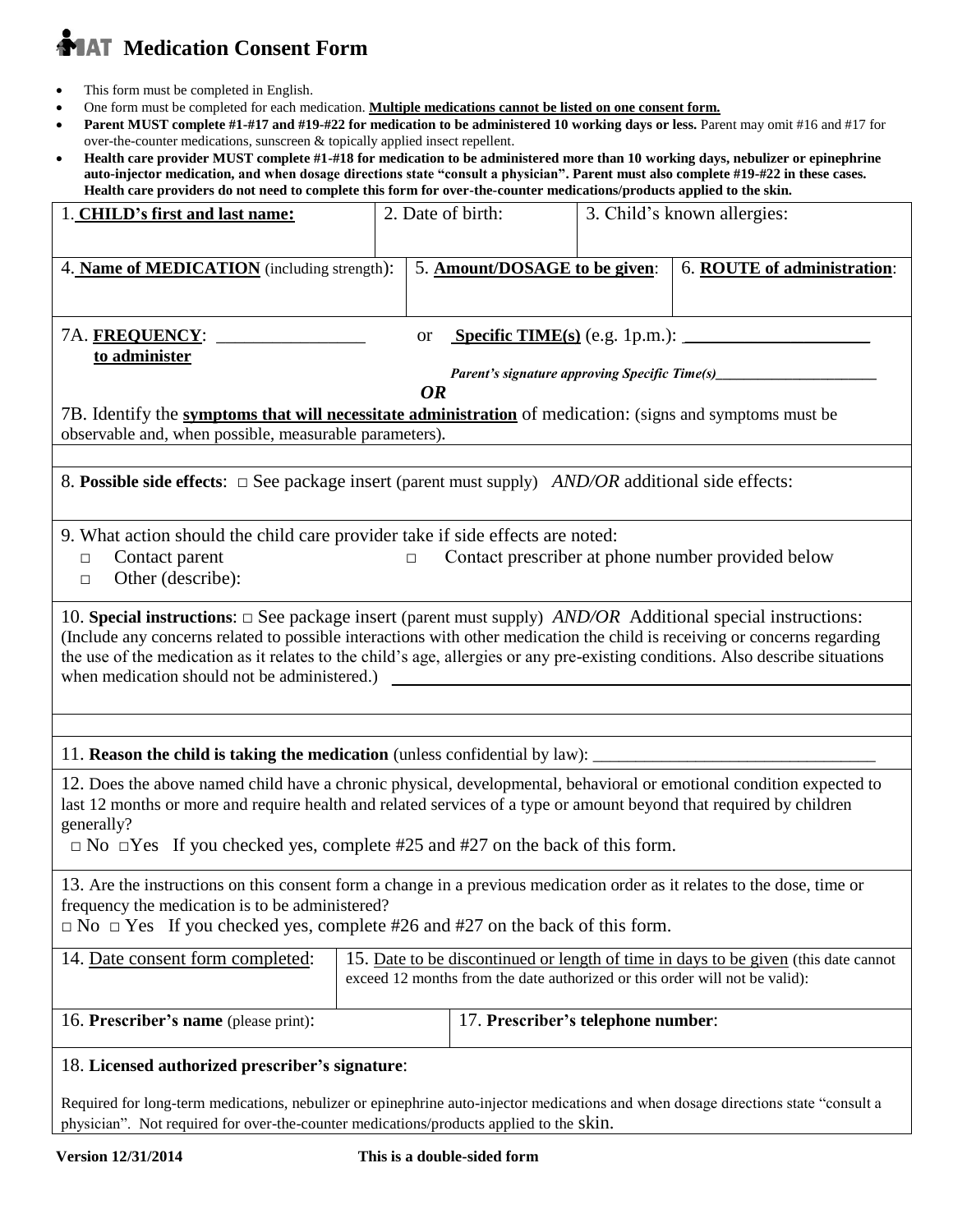# MAT Medication Consent Form

- This form must be completed in English.
- One form must be completed for each medication. **Multiple medications cannot be listed on one consent form.**
- **Parent MUST complete #1-#17 and #19-#22 for medication to be administered 10 working days or less.** Parent may omit #16 and #17 for over-the-counter medications, sunscreen & topically applied insect repellent.
- **Health care provider MUST complete #1-#18 for medication to be administered more than 10 working days, nebulizer or epinephrine auto-injector medication, and when dosage directions state "consult a physician". Parent must also complete #19-#22 in these cases. Health care providers do not need to complete this form for over-the-counter medications/products applied to the skin.**

| 1. **CHILD's first and last name:** | 2. Date of birth: | 3. Child's known allergies: |
|---|---|---|
| | | |

| 4. **Name of MEDICATION** (including strength): | 5. **Amount/DOSAGE to be given**: | 6. **ROUTE of administration**: |
|---|---|---|
| | | |

7A. **FREQUENCY to administer**: ________________ or **Specific TIME(s)** (e.g. 1p.m.): ____________________

*Parent's signature approving Specific Time(s)*______________________

***OR***

7B. Identify the **symptoms that will necessitate administration** of medication: (signs and symptoms must be observable and, when possible, measurable parameters).

8. **Possible side effects**: □ See package insert (parent must supply) *AND/OR* additional side effects:

9. What action should the child care provider take if side effects are noted:
- □ Contact parent
- □ Contact prescriber at phone number provided below
- □ Other (describe):

10. **Special instructions**: □ See package insert (parent must supply) *AND/OR* Additional special instructions: (Include any concerns related to possible interactions with other medication the child is receiving or concerns regarding the use of the medication as it relates to the child's age, allergies or any pre-existing conditions. Also describe situations when medication should not be administered.) ________________________________________

11. **Reason the child is taking the medication** (unless confidential by law): ________________________________

12. Does the above named child have a chronic physical, developmental, behavioral or emotional condition expected to last 12 months or more and require health and related services of a type or amount beyond that required by children generally?
□ No □Yes If you checked yes, complete #25 and #27 on the back of this form.

13. Are the instructions on this consent form a change in a previous medication order as it relates to the dose, time or frequency the medication is to be administered?
□ No □ Yes If you checked yes, complete #26 and #27 on the back of this form.

| 14. Date consent form completed: | 15. Date to be discontinued or length of time in days to be given (this date cannot exceed 12 months from the date authorized or this order will not be valid): |
|---|---|
| | |

| 16. **Prescriber's name** (please print): | 17. **Prescriber's telephone number**: |
|---|---|
| | |

18. **Licensed authorized prescriber's signature**:

Required for long-term medications, nebulizer or epinephrine auto-injector medications and when dosage directions state "consult a physician". Not required for over-the-counter medications/products applied to the skin.

**Version 12/31/2014** **This is a double-sided form**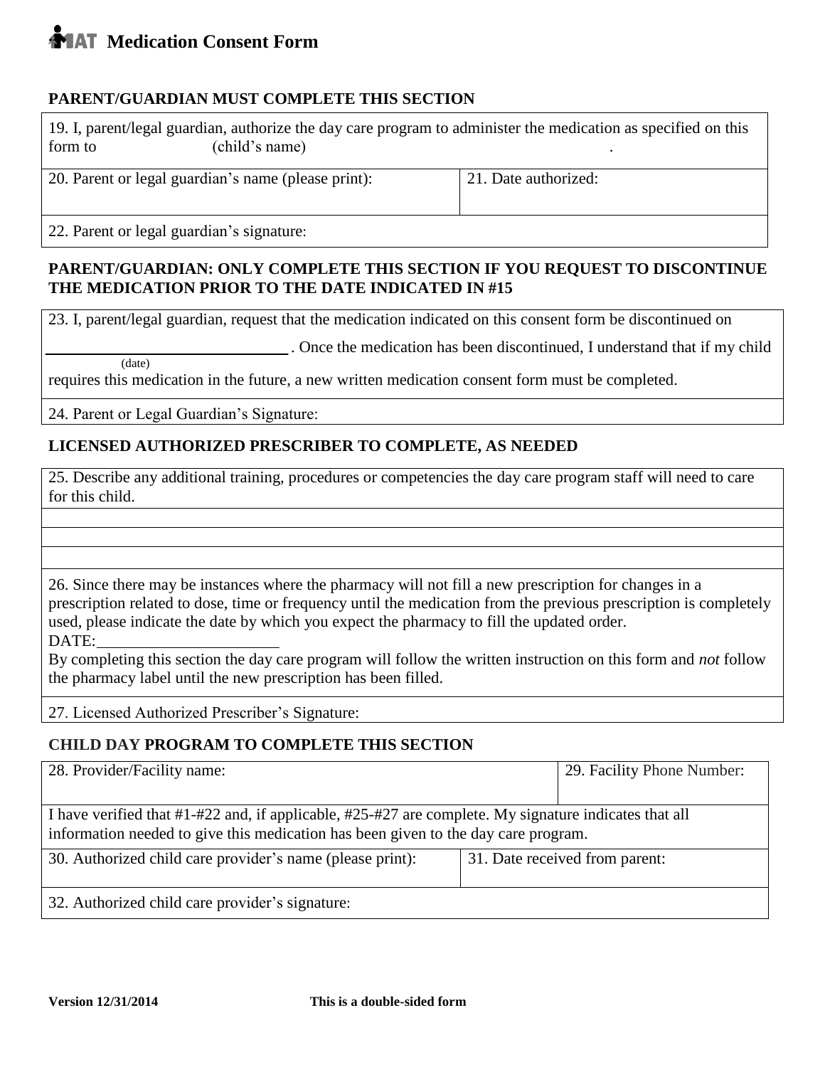# MAT Medication Consent Form

**PARENT/GUARDIAN MUST COMPLETE THIS SECTION**

| | |
|---|---|
| 19. I, parent/legal guardian, authorize the day care program to administer the medication as specified on this form to (child's name) . | |
| 20. Parent or legal guardian's name (please print): | 21. Date authorized: |
| 22. Parent or legal guardian's signature: | |

**PARENT/GUARDIAN: ONLY COMPLETE THIS SECTION IF YOU REQUEST TO DISCONTINUE THE MEDICATION PRIOR TO THE DATE INDICATED IN #15**

| |
|---|
| 23. I, parent/legal guardian, request that the medication indicated on this consent form be discontinued on ______________ (date). Once the medication has been discontinued, I understand that if my child requires this medication in the future, a new written medication consent form must be completed. |
| 24. Parent or Legal Guardian's Signature: |

**LICENSED AUTHORIZED PRESCRIBER TO COMPLETE, AS NEEDED**

| |
|---|
| 25. Describe any additional training, procedures or competencies the day care program staff will need to care for this child. |
| |
| |
| |
| 26. Since there may be instances where the pharmacy will not fill a new prescription for changes in a prescription related to dose, time or frequency until the medication from the previous prescription is completely used, please indicate the date by which you expect the pharmacy to fill the updated order. DATE:______________ By completing this section the day care program will follow the written instruction on this form and *not* follow the pharmacy label until the new prescription has been filled. |
| 27. Licensed Authorized Prescriber's Signature: |

**CHILD DAY PROGRAM TO COMPLETE THIS SECTION**

| | |
|---|---|
| 28. Provider/Facility name: | 29. Facility Phone Number: |
| I have verified that #1-#22 and, if applicable, #25-#27 are complete. My signature indicates that all information needed to give this medication has been given to the day care program. | |
| 30. Authorized child care provider's name (please print): | 31. Date received from parent: |
| 32. Authorized child care provider's signature: | |

**Version 12/31/2014** **This is a double-sided form**